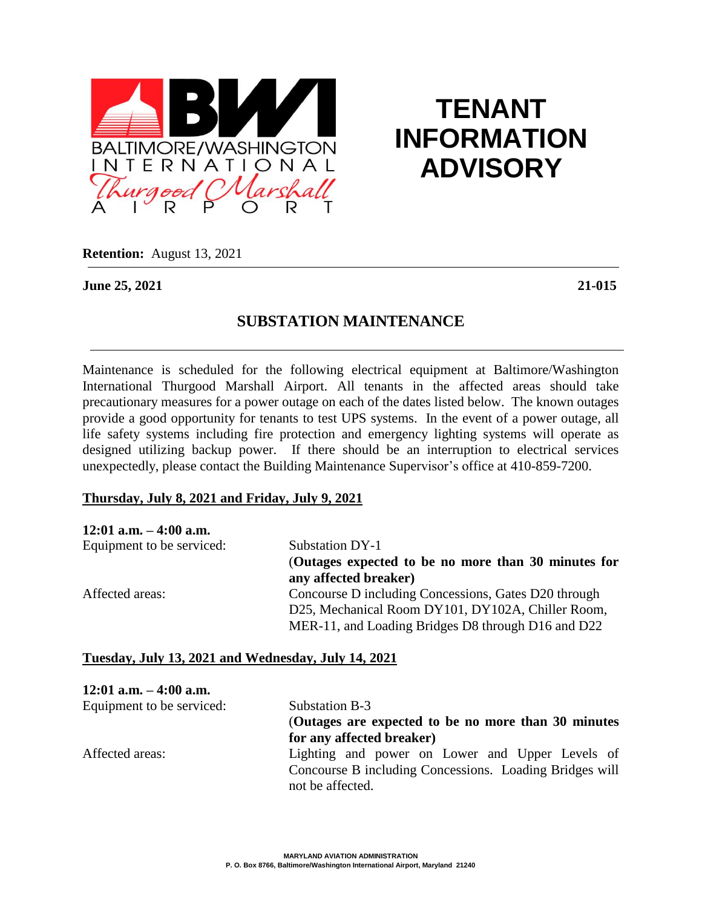BALTIMORE/WASHINGTON INTERNATIONAL Thurgood Marshall AIRPORT

# TENANT INFORMATION ADVISORY

**Retention:** August 13, 2021

**June 25, 2021** **21-015**

## SUBSTATION MAINTENANCE

Maintenance is scheduled for the following electrical equipment at Baltimore/Washington International Thurgood Marshall Airport. All tenants in the affected areas should take precautionary measures for a power outage on each of the dates listed below. The known outages provide a good opportunity for tenants to test UPS systems. In the event of a power outage, all life safety systems including fire protection and emergency lighting systems will operate as designed utilizing backup power. If there should be an interruption to electrical services unexpectedly, please contact the Building Maintenance Supervisor's office at 410-859-7200.

### Thursday, July 8, 2021 and Friday, July 9, 2021

**12:01 a.m. – 4:00 a.m.**

Equipment to be serviced: Substation DY-1
(**Outages expected to be no more than 30 minutes for any affected breaker)**

Affected areas: Concourse D including Concessions, Gates D20 through D25, Mechanical Room DY101, DY102A, Chiller Room, MER-11, and Loading Bridges D8 through D16 and D22

### Tuesday, July 13, 2021 and Wednesday, July 14, 2021

**12:01 a.m. – 4:00 a.m.**

Equipment to be serviced: Substation B-3
(**Outages are expected to be no more than 30 minutes for any affected breaker)**

Affected areas: Lighting and power on Lower and Upper Levels of Concourse B including Concessions. Loading Bridges will not be affected.

MARYLAND AVIATION ADMINISTRATION
P. O. Box 8766, Baltimore/Washington International Airport, Maryland 21240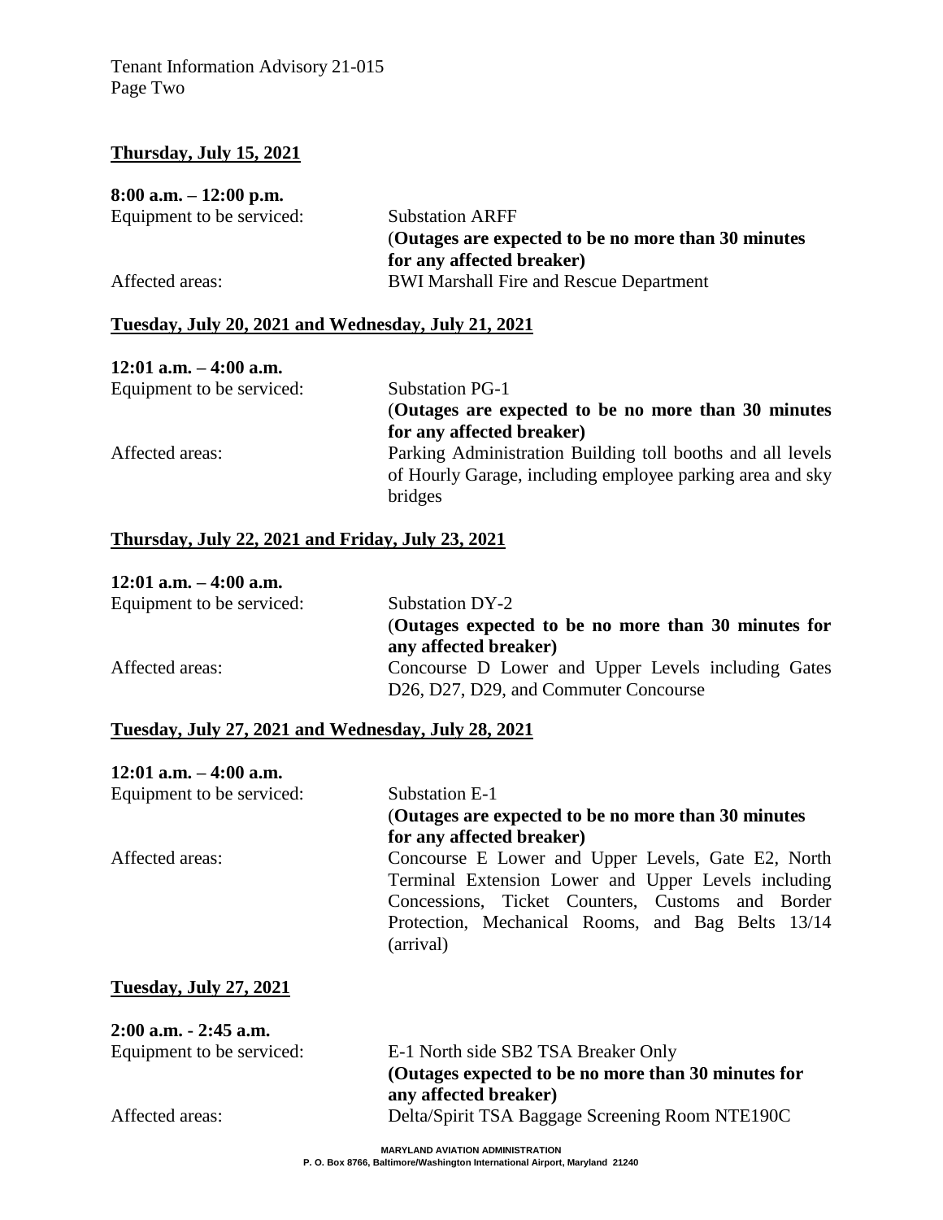**Thursday, July 15, 2021**

**8:00 a.m. – 12:00 p.m.**

Equipment to be serviced: Substation ARFF
(**Outages are expected to be no more than 30 minutes for any affected breaker)**

Affected areas: BWI Marshall Fire and Rescue Department

**Tuesday, July 20, 2021 and Wednesday, July 21, 2021**

**12:01 a.m. – 4:00 a.m.**

Equipment to be serviced: Substation PG-1
(**Outages are expected to be no more than 30 minutes for any affected breaker)**

Affected areas: Parking Administration Building toll booths and all levels of Hourly Garage, including employee parking area and sky bridges

**Thursday, July 22, 2021 and Friday, July 23, 2021**

**12:01 a.m. – 4:00 a.m.**

Equipment to be serviced: Substation DY-2
(**Outages expected to be no more than 30 minutes for any affected breaker)**

Affected areas: Concourse D Lower and Upper Levels including Gates D26, D27, D29, and Commuter Concourse

**Tuesday, July 27, 2021 and Wednesday, July 28, 2021**

**12:01 a.m. – 4:00 a.m.**

Equipment to be serviced: Substation E-1
(**Outages are expected to be no more than 30 minutes for any affected breaker)**

Affected areas: Concourse E Lower and Upper Levels, Gate E2, North Terminal Extension Lower and Upper Levels including Concessions, Ticket Counters, Customs and Border Protection, Mechanical Rooms, and Bag Belts 13/14 (arrival)

**Tuesday, July 27, 2021**

**2:00 a.m. - 2:45 a.m.**

Equipment to be serviced: E-1 North side SB2 TSA Breaker Only
**(Outages expected to be no more than 30 minutes for any affected breaker)**

Affected areas: Delta/Spirit TSA Baggage Screening Room NTE190C

MARYLAND AVIATION ADMINISTRATION
P. O. Box 8766, Baltimore/Washington International Airport, Maryland 21240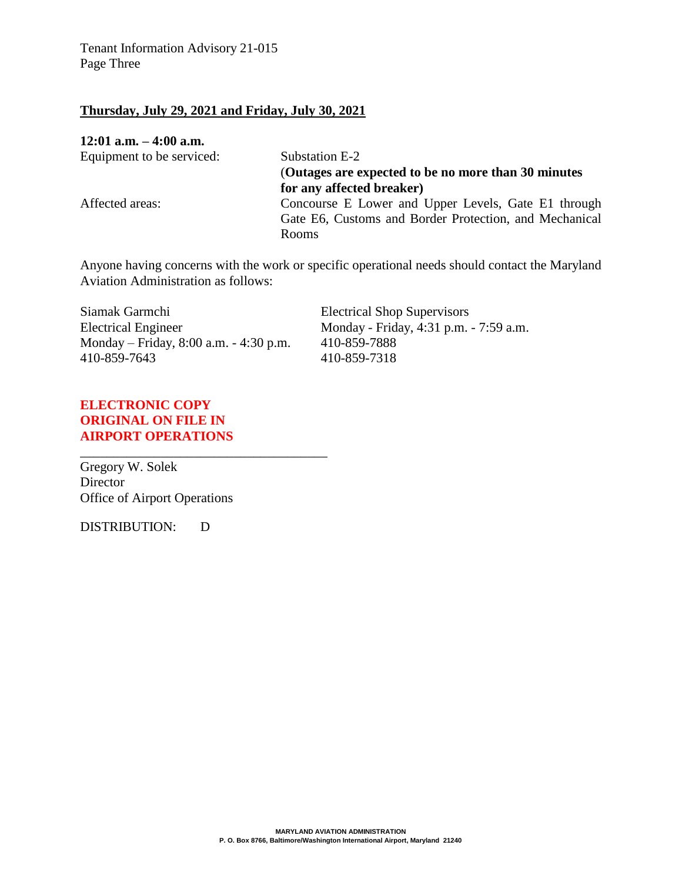**Thursday, July 29, 2021 and Friday, July 30, 2021**

**12:01 a.m. – 4:00 a.m.**

| | |
|---|---|
| Equipment to be serviced: | Substation E-2 (**Outages are expected to be no more than 30 minutes for any affected breaker)** |
| Affected areas: | Concourse E Lower and Upper Levels, Gate E1 through Gate E6, Customs and Border Protection, and Mechanical Rooms |

Anyone having concerns with the work or specific operational needs should contact the Maryland Aviation Administration as follows:

Siamak Garmchi
Electrical Engineer
Monday – Friday, 8:00 a.m. - 4:30 p.m.
410-859-7643

Electrical Shop Supervisors
Monday - Friday, 4:31 p.m. - 7:59 a.m.
410-859-7888
410-859-7318

**ELECTRONIC COPY**
**ORIGINAL ON FILE IN**
**AIRPORT OPERATIONS**

Gregory W. Solek
Director
Office of Airport Operations

DISTRIBUTION: D

MARYLAND AVIATION ADMINISTRATION
P. O. Box 8766, Baltimore/Washington International Airport, Maryland 21240